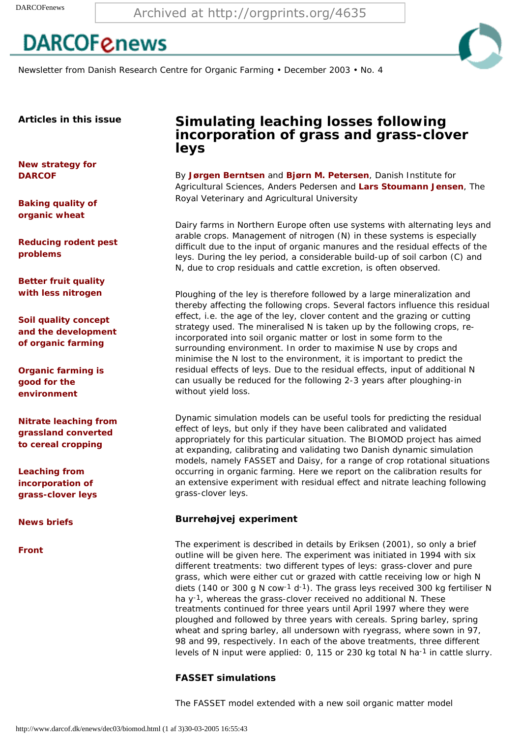# DARCOFenews

Newsletter from Danish Research Centre for Organic Farming • December 2003 • No. 4

**Articles in this issue**

- **New strategy for DARCOF**
- **Baking quality of organic wheat**
- **Reducing rodent pest problems**
- **Better fruit quality with less nitrogen**
- **Soil quality concept and the development of organic farming**
- **Organic farming is good for the environment**
- **Nitrate leaching from grassland converted to cereal cropping**
- **Leaching from incorporation of grass-clover leys**
- **News briefs**
- **Front**

## Simulating leaching losses following incorporation of grass and grass-clover leys

By **Jørgen Berntsen** and **Bjørn M. Petersen**, Danish Institute for Agricultural Sciences, Anders Pedersen and **Lars Stoumann Jensen**, The Royal Veterinary and Agricultural University

Dairy farms in Northern Europe often use systems with alternating leys and arable crops. Management of nitrogen (N) in these systems is especially difficult due to the input of organic manures and the residual effects of the leys. During the ley period, a considerable build-up of soil carbon (C) and N, due to crop residuals and cattle excretion, is often observed.

Ploughing of the ley is therefore followed by a large mineralization and thereby affecting the following crops. Several factors influence this residual effect, i.e. the age of the ley, clover content and the grazing or cutting strategy used. The mineralised N is taken up by the following crops, re-incorporated into soil organic matter or lost in some form to the surrounding environment. In order to maximise N use by crops and minimise the N lost to the environment, it is important to predict the residual effects of leys. Due to the residual effects, input of additional N can usually be reduced for the following 2-3 years after ploughing-in without yield loss.

Dynamic simulation models can be useful tools for predicting the residual effect of leys, but only if they have been calibrated and validated appropriately for this particular situation. The BIOMOD project has aimed at expanding, calibrating and validating two Danish dynamic simulation models, namely FASSET and Daisy, for a range of crop rotational situations occurring in organic farming. Here we report on the calibration results for an extensive experiment with residual effect and nitrate leaching following grass-clover leys.

### Burrehøjvej experiment

The experiment is described in details by Eriksen (2001), so only a brief outline will be given here. The experiment was initiated in 1994 with six different treatments: two different types of leys: grass-clover and pure grass, which were either cut or grazed with cattle receiving low or high N diets (140 or 300 g N $cow^{-1}$ $d^{-1}$). The grass leys received 300 kg fertiliser N ha $y^{-1}$, whereas the grass-clover received no additional N. These treatments continued for three years until April 1997 where they were ploughed and followed by three years with cereals. Spring barley, spring wheat and spring barley, all undersown with ryegrass, where sown in 97, 98 and 99, respectively. In each of the above treatments, three different levels of N input were applied: 0, 115 or 230 kg total N $ha^{-1}$ in cattle slurry.

### FASSET simulations

The FASSET model extended with a new soil organic matter model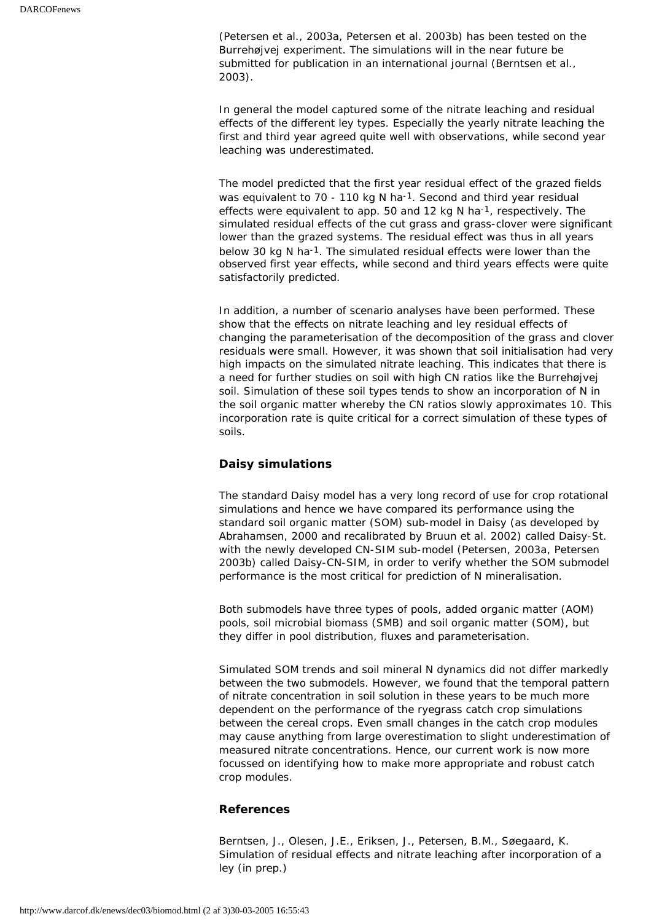(Petersen et al., 2003a, Petersen et al. 2003b) has been tested on the Burrehøjvej experiment. The simulations will in the near future be submitted for publication in an international journal (Berntsen et al., 2003).

In general the model captured some of the nitrate leaching and residual effects of the different ley types. Especially the yearly nitrate leaching the first and third year agreed quite well with observations, while second year leaching was underestimated.

The model predicted that the first year residual effect of the grazed fields was equivalent to 70 - 110 kg N ha$^{-1}$. Second and third year residual effects were equivalent to app. 50 and 12 kg N ha$^{-1}$, respectively. The simulated residual effects of the cut grass and grass-clover were significant lower than the grazed systems. The residual effect was thus in all years below 30 kg N ha$^{-1}$. The simulated residual effects were lower than the observed first year effects, while second and third years effects were quite satisfactorily predicted.

In addition, a number of scenario analyses have been performed. These show that the effects on nitrate leaching and ley residual effects of changing the parameterisation of the decomposition of the grass and clover residuals were small. However, it was shown that soil initialisation had very high impacts on the simulated nitrate leaching. This indicates that there is a need for further studies on soil with high CN ratios like the Burrehøjvej soil. Simulation of these soil types tends to show an incorporation of N in the soil organic matter whereby the CN ratios slowly approximates 10. This incorporation rate is quite critical for a correct simulation of these types of soils.

### Daisy simulations

The standard Daisy model has a very long record of use for crop rotational simulations and hence we have compared its performance using the standard soil organic matter (SOM) sub-model in Daisy (as developed by Abrahamsen, 2000 and recalibrated by Bruun et al. 2002) called Daisy-St. with the newly developed CN-SIM sub-model (Petersen, 2003a, Petersen 2003b) called Daisy-CN-SIM, in order to verify whether the SOM submodel performance is the most critical for prediction of N mineralisation.

Both submodels have three types of pools, added organic matter (AOM) pools, soil microbial biomass (SMB) and soil organic matter (SOM), but they differ in pool distribution, fluxes and parameterisation.

Simulated SOM trends and soil mineral N dynamics did not differ markedly between the two submodels. However, we found that the temporal pattern of nitrate concentration in soil solution in these years to be much more dependent on the performance of the ryegrass catch crop simulations between the cereal crops. Even small changes in the catch crop modules may cause anything from large overestimation to slight underestimation of measured nitrate concentrations. Hence, our current work is now more focussed on identifying how to make more appropriate and robust catch crop modules.

### References

Berntsen, J., Olesen, J.E., Eriksen, J., Petersen, B.M., Søegaard, K. Simulation of residual effects and nitrate leaching after incorporation of a ley (in prep.)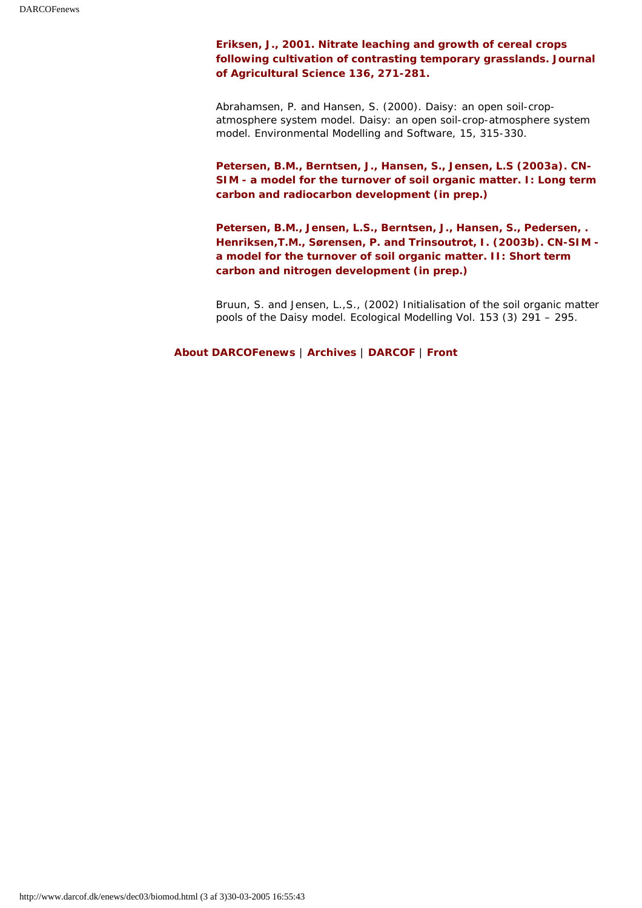**Eriksen, J., 2001. Nitrate leaching and growth of cereal crops following cultivation of contrasting temporary grasslands. Journal of Agricultural Science 136, 271-281.**

Abrahamsen, P. and Hansen, S. (2000). Daisy: an open soil-crop-atmosphere system model. Daisy: an open soil-crop-atmosphere system model. Environmental Modelling and Software, 15, 315-330.

**Petersen, B.M., Berntsen, J., Hansen, S., Jensen, L.S (2003a). CN-SIM - a model for the turnover of soil organic matter. I: Long term carbon and radiocarbon development (in prep.)**

**Petersen, B.M., Jensen, L.S., Berntsen, J., Hansen, S., Pedersen, . Henriksen,T.M., Sørensen, P. and Trinsoutrot, I. (2003b). CN-SIM - a model for the turnover of soil organic matter. II: Short term carbon and nitrogen development (in prep.)**

Bruun, S. and Jensen, L.,S., (2002) Initialisation of the soil organic matter pools of the Daisy model. Ecological Modelling Vol. 153 (3) 291 – 295.

**About DARCOFenews** | **Archives** | **DARCOF** | **Front**